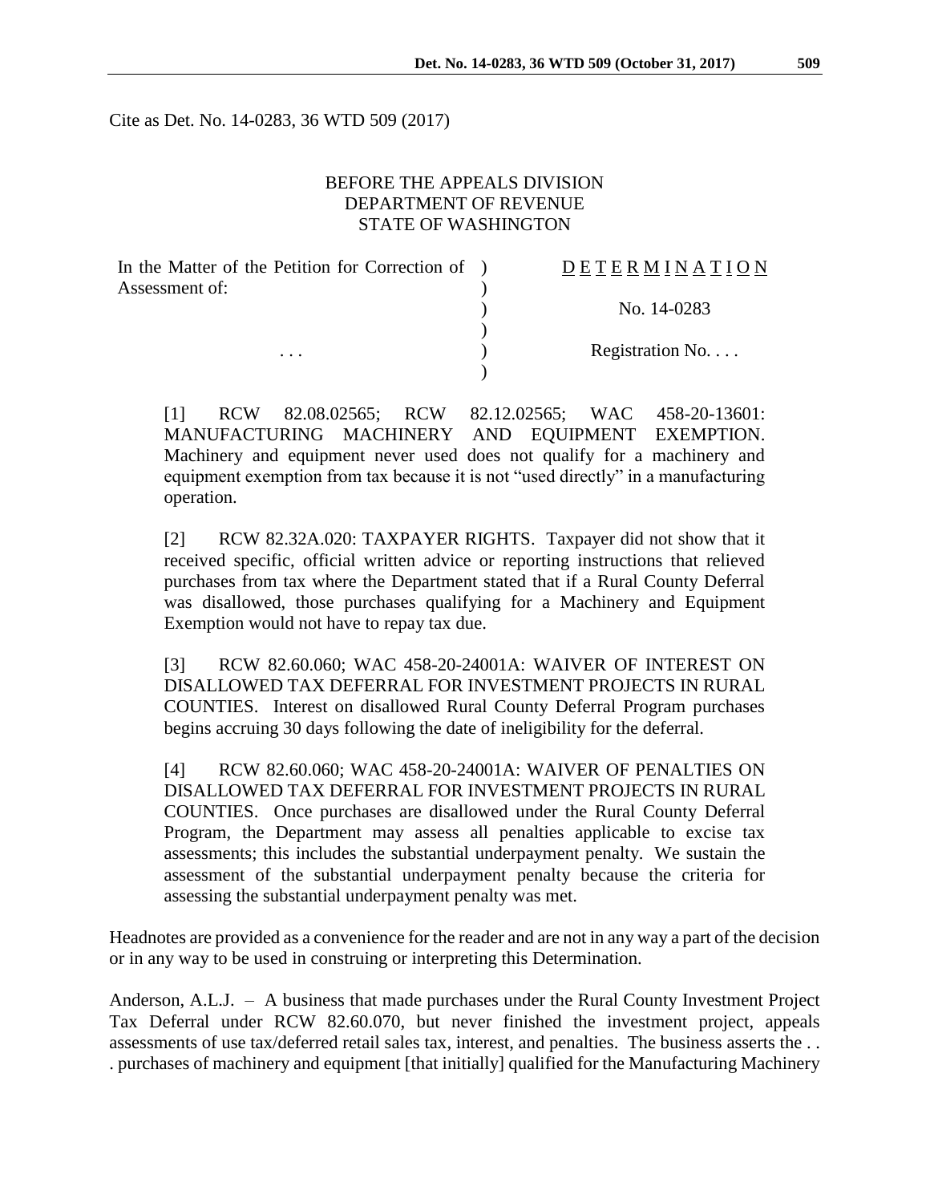Cite as Det. No. 14-0283, 36 WTD 509 (2017)

BEFORE THE APPEALS DIVISION
DEPARTMENT OF REVENUE
STATE OF WASHINGTON

| In the Matter of the Petition for Correction of Assessment of: | ) | D E T E R M I N A T I O N |
|---|---|---|
| | ) | No. 14-0283 |
| . . . | ) | Registration No. . . . |

[1] RCW 82.08.02565; RCW 82.12.02565; WAC 458-20-13601: MANUFACTURING MACHINERY AND EQUIPMENT EXEMPTION. Machinery and equipment never used does not qualify for a machinery and equipment exemption from tax because it is not "used directly" in a manufacturing operation.

[2] RCW 82.32A.020: TAXPAYER RIGHTS. Taxpayer did not show that it received specific, official written advice or reporting instructions that relieved purchases from tax where the Department stated that if a Rural County Deferral was disallowed, those purchases qualifying for a Machinery and Equipment Exemption would not have to repay tax due.

[3] RCW 82.60.060; WAC 458-20-24001A: WAIVER OF INTEREST ON DISALLOWED TAX DEFERRAL FOR INVESTMENT PROJECTS IN RURAL COUNTIES. Interest on disallowed Rural County Deferral Program purchases begins accruing 30 days following the date of ineligibility for the deferral.

[4] RCW 82.60.060; WAC 458-20-24001A: WAIVER OF PENALTIES ON DISALLOWED TAX DEFERRAL FOR INVESTMENT PROJECTS IN RURAL COUNTIES. Once purchases are disallowed under the Rural County Deferral Program, the Department may assess all penalties applicable to excise tax assessments; this includes the substantial underpayment penalty. We sustain the assessment of the substantial underpayment penalty because the criteria for assessing the substantial underpayment penalty was met.

Headnotes are provided as a convenience for the reader and are not in any way a part of the decision or in any way to be used in construing or interpreting this Determination.

Anderson, A.L.J. – A business that made purchases under the Rural County Investment Project Tax Deferral under RCW 82.60.070, but never finished the investment project, appeals assessments of use tax/deferred retail sales tax, interest, and penalties. The business asserts the . . . purchases of machinery and equipment [that initially] qualified for the Manufacturing Machinery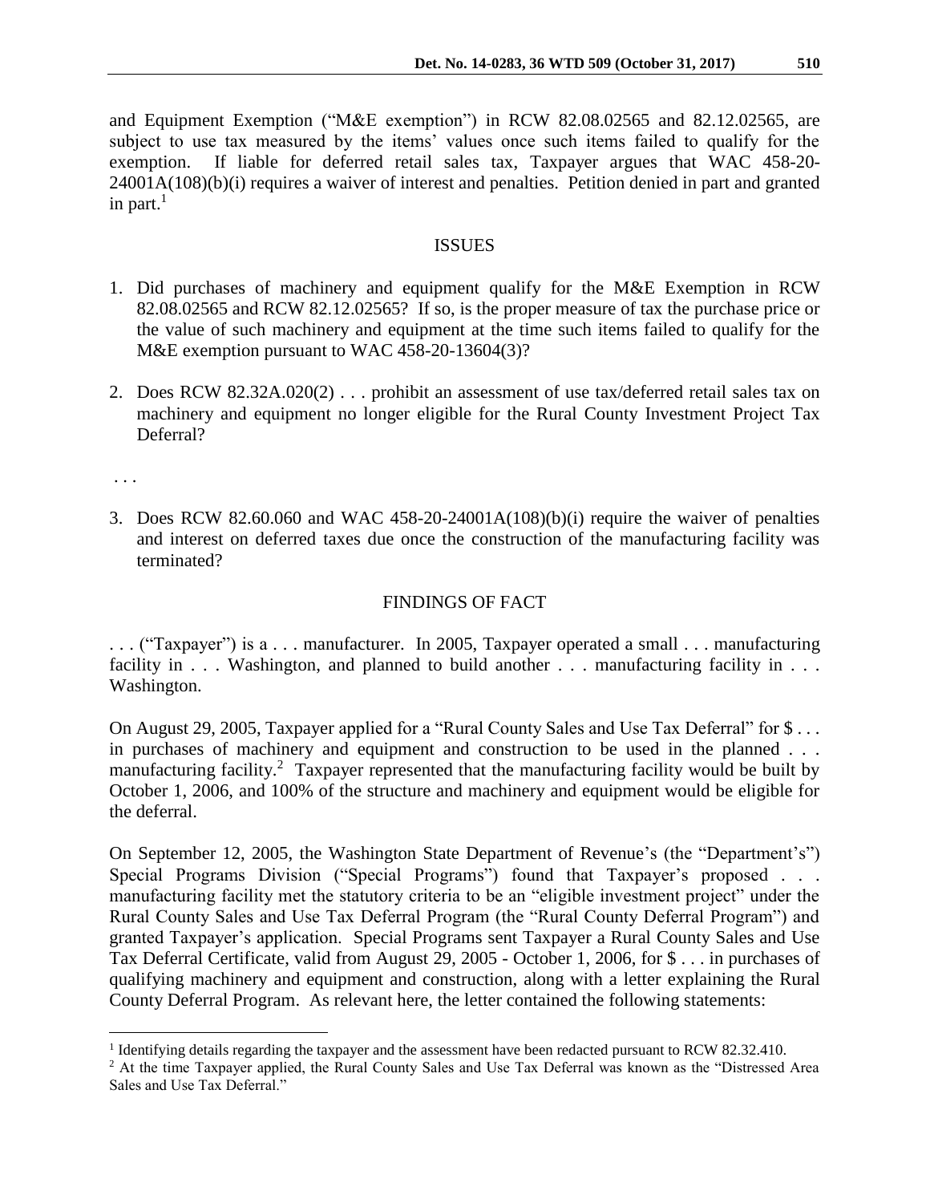and Equipment Exemption ("M&E exemption") in RCW 82.08.02565 and 82.12.02565, are subject to use tax measured by the items' values once such items failed to qualify for the exemption. If liable for deferred retail sales tax, Taxpayer argues that WAC 458-20-24001A(108)(b)(i) requires a waiver of interest and penalties. Petition denied in part and granted in part.[1]

## ISSUES

1. Did purchases of machinery and equipment qualify for the M&E Exemption in RCW 82.08.02565 and RCW 82.12.02565? If so, is the proper measure of tax the purchase price or the value of such machinery and equipment at the time such items failed to qualify for the M&E exemption pursuant to WAC 458-20-13604(3)?

2. Does RCW 82.32A.020(2) . . . prohibit an assessment of use tax/deferred retail sales tax on machinery and equipment no longer eligible for the Rural County Investment Project Tax Deferral?

. . .

3. Does RCW 82.60.060 and WAC 458-20-24001A(108)(b)(i) require the waiver of penalties and interest on deferred taxes due once the construction of the manufacturing facility was terminated?

## FINDINGS OF FACT

. . . ("Taxpayer") is a . . . manufacturer. In 2005, Taxpayer operated a small . . . manufacturing facility in . . . Washington, and planned to build another . . . manufacturing facility in . . . Washington.

On August 29, 2005, Taxpayer applied for a "Rural County Sales and Use Tax Deferral" for $ . . . in purchases of machinery and equipment and construction to be used in the planned . . . manufacturing facility.[2] Taxpayer represented that the manufacturing facility would be built by October 1, 2006, and 100% of the structure and machinery and equipment would be eligible for the deferral.

On September 12, 2005, the Washington State Department of Revenue's (the "Department's") Special Programs Division ("Special Programs") found that Taxpayer's proposed . . . manufacturing facility met the statutory criteria to be an "eligible investment project" under the Rural County Sales and Use Tax Deferral Program (the "Rural County Deferral Program") and granted Taxpayer's application. Special Programs sent Taxpayer a Rural County Sales and Use Tax Deferral Certificate, valid from August 29, 2005 - October 1, 2006, for $ . . . in purchases of qualifying machinery and equipment and construction, along with a letter explaining the Rural County Deferral Program. As relevant here, the letter contained the following statements:

---

[1] Identifying details regarding the taxpayer and the assessment have been redacted pursuant to RCW 82.32.410.

[2] At the time Taxpayer applied, the Rural County Sales and Use Tax Deferral was known as the "Distressed Area Sales and Use Tax Deferral."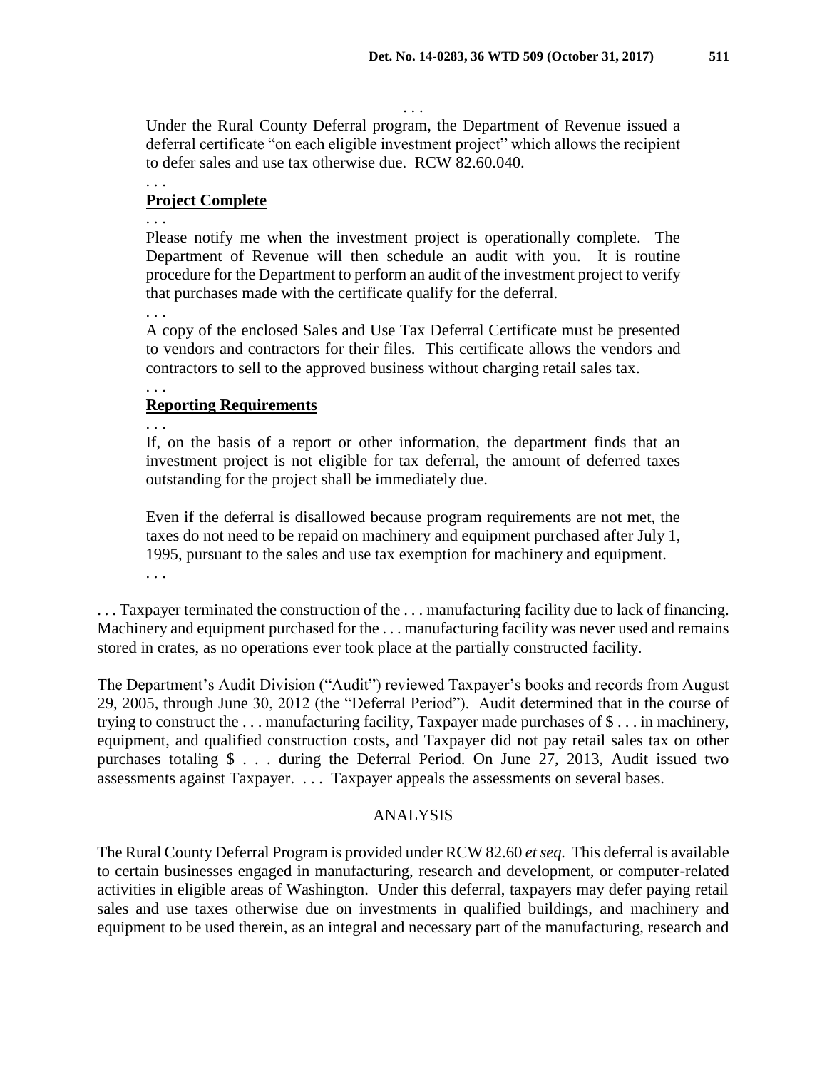. . .

> Under the Rural County Deferral program, the Department of Revenue issued a deferral certificate "on each eligible investment project" which allows the recipient to defer sales and use tax otherwise due. RCW 82.60.040.
>
> . . .
>
> **Project Complete**
>
> . . .
>
> Please notify me when the investment project is operationally complete. The Department of Revenue will then schedule an audit with you. It is routine procedure for the Department to perform an audit of the investment project to verify that purchases made with the certificate qualify for the deferral.
>
> . . .
>
> A copy of the enclosed Sales and Use Tax Deferral Certificate must be presented to vendors and contractors for their files. This certificate allows the vendors and contractors to sell to the approved business without charging retail sales tax.
>
> . . .
>
> **Reporting Requirements**
>
> . . .
>
> If, on the basis of a report or other information, the department finds that an investment project is not eligible for tax deferral, the amount of deferred taxes outstanding for the project shall be immediately due.
>
> Even if the deferral is disallowed because program requirements are not met, the taxes do not need to be repaid on machinery and equipment purchased after July 1, 1995, pursuant to the sales and use tax exemption for machinery and equipment.
>
> . . .

. . . Taxpayer terminated the construction of the . . . manufacturing facility due to lack of financing. Machinery and equipment purchased for the . . . manufacturing facility was never used and remains stored in crates, as no operations ever took place at the partially constructed facility.

The Department's Audit Division ("Audit") reviewed Taxpayer's books and records from August 29, 2005, through June 30, 2012 (the "Deferral Period"). Audit determined that in the course of trying to construct the . . . manufacturing facility, Taxpayer made purchases of $ . . . in machinery, equipment, and qualified construction costs, and Taxpayer did not pay retail sales tax on other purchases totaling $ . . . during the Deferral Period. On June 27, 2013, Audit issued two assessments against Taxpayer. . . . Taxpayer appeals the assessments on several bases.

## ANALYSIS

The Rural County Deferral Program is provided under RCW 82.60 *et seq.* This deferral is available to certain businesses engaged in manufacturing, research and development, or computer-related activities in eligible areas of Washington. Under this deferral, taxpayers may defer paying retail sales and use taxes otherwise due on investments in qualified buildings, and machinery and equipment to be used therein, as an integral and necessary part of the manufacturing, research and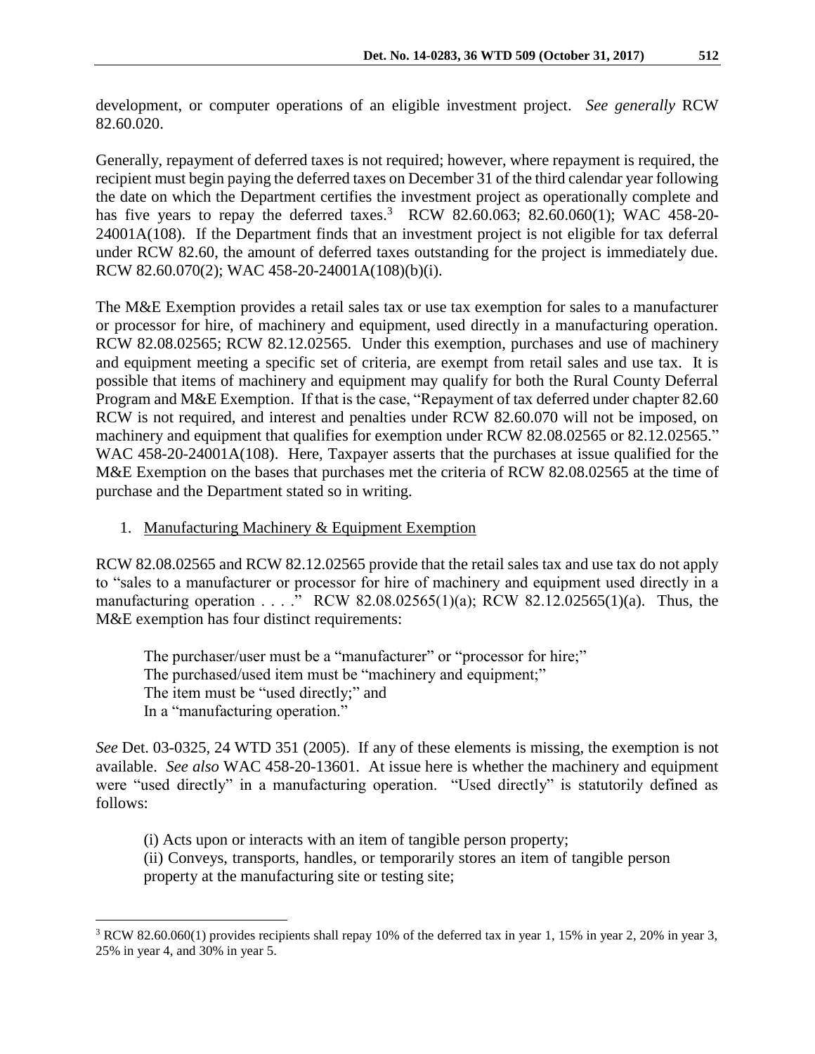development, or computer operations of an eligible investment project. *See generally* RCW 82.60.020.

Generally, repayment of deferred taxes is not required; however, where repayment is required, the recipient must begin paying the deferred taxes on December 31 of the third calendar year following the date on which the Department certifies the investment project as operationally complete and has five years to repay the deferred taxes.[3] RCW 82.60.063; 82.60.060(1); WAC 458-20-24001A(108). If the Department finds that an investment project is not eligible for tax deferral under RCW 82.60, the amount of deferred taxes outstanding for the project is immediately due. RCW 82.60.070(2); WAC 458-20-24001A(108)(b)(i).

The M&E Exemption provides a retail sales tax or use tax exemption for sales to a manufacturer or processor for hire, of machinery and equipment, used directly in a manufacturing operation. RCW 82.08.02565; RCW 82.12.02565. Under this exemption, purchases and use of machinery and equipment meeting a specific set of criteria, are exempt from retail sales and use tax. It is possible that items of machinery and equipment may qualify for both the Rural County Deferral Program and M&E Exemption. If that is the case, "Repayment of tax deferred under chapter 82.60 RCW is not required, and interest and penalties under RCW 82.60.070 will not be imposed, on machinery and equipment that qualifies for exemption under RCW 82.08.02565 or 82.12.02565." WAC 458-20-24001A(108). Here, Taxpayer asserts that the purchases at issue qualified for the M&E Exemption on the bases that purchases met the criteria of RCW 82.08.02565 at the time of purchase and the Department stated so in writing.

1. Manufacturing Machinery & Equipment Exemption

RCW 82.08.02565 and RCW 82.12.02565 provide that the retail sales tax and use tax do not apply to "sales to a manufacturer or processor for hire of machinery and equipment used directly in a manufacturing operation . . . ." RCW 82.08.02565(1)(a); RCW 82.12.02565(1)(a). Thus, the M&E exemption has four distinct requirements:

> The purchaser/user must be a "manufacturer" or "processor for hire;"
> The purchased/used item must be "machinery and equipment;"
> The item must be "used directly;" and
> In a "manufacturing operation."

*See* Det. 03-0325, 24 WTD 351 (2005). If any of these elements is missing, the exemption is not available. *See also* WAC 458-20-13601. At issue here is whether the machinery and equipment were "used directly" in a manufacturing operation. "Used directly" is statutorily defined as follows:

> (i) Acts upon or interacts with an item of tangible person property;
> (ii) Conveys, transports, handles, or temporarily stores an item of tangible person property at the manufacturing site or testing site;

---

[3] RCW 82.60.060(1) provides recipients shall repay 10% of the deferred tax in year 1, 15% in year 2, 20% in year 3, 25% in year 4, and 30% in year 5.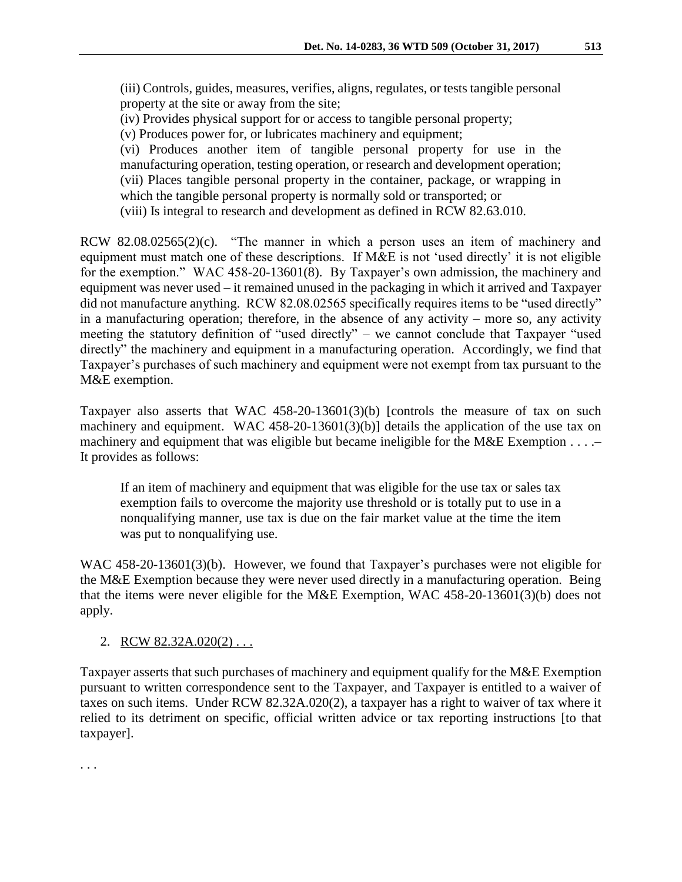> (iii) Controls, guides, measures, verifies, aligns, regulates, or tests tangible personal property at the site or away from the site;
> (iv) Provides physical support for or access to tangible personal property;
> (v) Produces power for, or lubricates machinery and equipment;
> (vi) Produces another item of tangible personal property for use in the manufacturing operation, testing operation, or research and development operation;
> (vii) Places tangible personal property in the container, package, or wrapping in which the tangible personal property is normally sold or transported; or
> (viii) Is integral to research and development as defined in RCW 82.63.010.

RCW 82.08.02565(2)(c). "The manner in which a person uses an item of machinery and equipment must match one of these descriptions. If M&E is not 'used directly' it is not eligible for the exemption." WAC 458-20-13601(8). By Taxpayer's own admission, the machinery and equipment was never used – it remained unused in the packaging in which it arrived and Taxpayer did not manufacture anything. RCW 82.08.02565 specifically requires items to be "used directly" in a manufacturing operation; therefore, in the absence of any activity – more so, any activity meeting the statutory definition of "used directly" – we cannot conclude that Taxpayer "used directly" the machinery and equipment in a manufacturing operation. Accordingly, we find that Taxpayer's purchases of such machinery and equipment were not exempt from tax pursuant to the M&E exemption.

Taxpayer also asserts that WAC 458-20-13601(3)(b) [controls the measure of tax on such machinery and equipment. WAC 458-20-13601(3)(b)] details the application of the use tax on machinery and equipment that was eligible but became ineligible for the M&E Exemption . . . .– It provides as follows:

> If an item of machinery and equipment that was eligible for the use tax or sales tax exemption fails to overcome the majority use threshold or is totally put to use in a nonqualifying manner, use tax is due on the fair market value at the time the item was put to nonqualifying use.

WAC 458-20-13601(3)(b). However, we found that Taxpayer's purchases were not eligible for the M&E Exemption because they were never used directly in a manufacturing operation. Being that the items were never eligible for the M&E Exemption, WAC 458-20-13601(3)(b) does not apply.

2. <u>RCW 82.32A.020(2) . . .</u>

Taxpayer asserts that such purchases of machinery and equipment qualify for the M&E Exemption pursuant to written correspondence sent to the Taxpayer, and Taxpayer is entitled to a waiver of taxes on such items. Under RCW 82.32A.020(2), a taxpayer has a right to waiver of tax where it relied to its detriment on specific, official written advice or tax reporting instructions [to that taxpayer].

. . .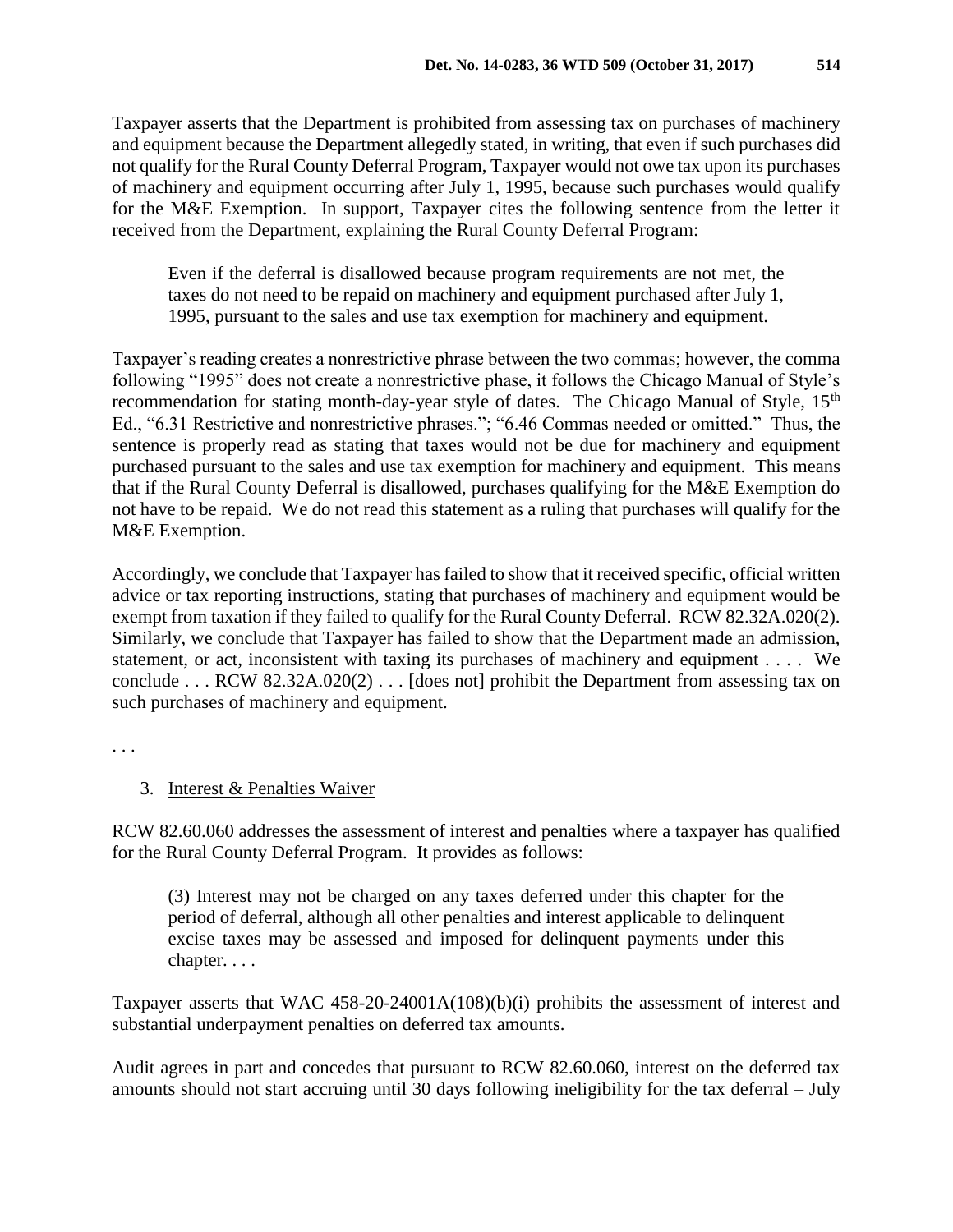Taxpayer asserts that the Department is prohibited from assessing tax on purchases of machinery and equipment because the Department allegedly stated, in writing, that even if such purchases did not qualify for the Rural County Deferral Program, Taxpayer would not owe tax upon its purchases of machinery and equipment occurring after July 1, 1995, because such purchases would qualify for the M&E Exemption. In support, Taxpayer cites the following sentence from the letter it received from the Department, explaining the Rural County Deferral Program:

> Even if the deferral is disallowed because program requirements are not met, the taxes do not need to be repaid on machinery and equipment purchased after July 1, 1995, pursuant to the sales and use tax exemption for machinery and equipment.

Taxpayer's reading creates a nonrestrictive phrase between the two commas; however, the comma following "1995" does not create a nonrestrictive phase, it follows the Chicago Manual of Style's recommendation for stating month-day-year style of dates. The Chicago Manual of Style, 15th Ed., "6.31 Restrictive and nonrestrictive phrases."; "6.46 Commas needed or omitted." Thus, the sentence is properly read as stating that taxes would not be due for machinery and equipment purchased pursuant to the sales and use tax exemption for machinery and equipment. This means that if the Rural County Deferral is disallowed, purchases qualifying for the M&E Exemption do not have to be repaid. We do not read this statement as a ruling that purchases will qualify for the M&E Exemption.

Accordingly, we conclude that Taxpayer has failed to show that it received specific, official written advice or tax reporting instructions, stating that purchases of machinery and equipment would be exempt from taxation if they failed to qualify for the Rural County Deferral. RCW 82.32A.020(2). Similarly, we conclude that Taxpayer has failed to show that the Department made an admission, statement, or act, inconsistent with taxing its purchases of machinery and equipment . . . . We conclude . . . RCW 82.32A.020(2) . . . [does not] prohibit the Department from assessing tax on such purchases of machinery and equipment.

. . .

3. Interest & Penalties Waiver

RCW 82.60.060 addresses the assessment of interest and penalties where a taxpayer has qualified for the Rural County Deferral Program. It provides as follows:

> (3) Interest may not be charged on any taxes deferred under this chapter for the period of deferral, although all other penalties and interest applicable to delinquent excise taxes may be assessed and imposed for delinquent payments under this chapter. . . .

Taxpayer asserts that WAC 458-20-24001A(108)(b)(i) prohibits the assessment of interest and substantial underpayment penalties on deferred tax amounts.

Audit agrees in part and concedes that pursuant to RCW 82.60.060, interest on the deferred tax amounts should not start accruing until 30 days following ineligibility for the tax deferral – July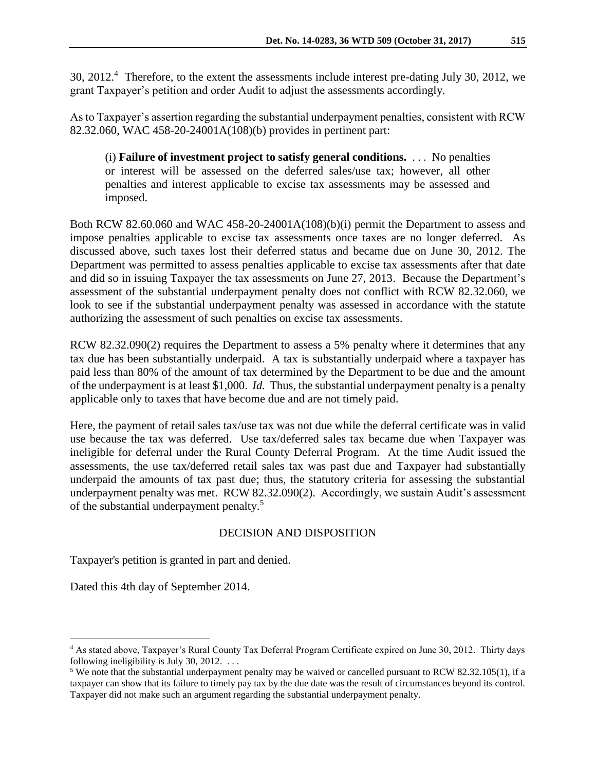30, 2012.[4] Therefore, to the extent the assessments include interest pre-dating July 30, 2012, we grant Taxpayer's petition and order Audit to adjust the assessments accordingly.

As to Taxpayer's assertion regarding the substantial underpayment penalties, consistent with RCW 82.32.060, WAC 458-20-24001A(108)(b) provides in pertinent part:

> (i) **Failure of investment project to satisfy general conditions.** . . . No penalties or interest will be assessed on the deferred sales/use tax; however, all other penalties and interest applicable to excise tax assessments may be assessed and imposed.

Both RCW 82.60.060 and WAC 458-20-24001A(108)(b)(i) permit the Department to assess and impose penalties applicable to excise tax assessments once taxes are no longer deferred. As discussed above, such taxes lost their deferred status and became due on June 30, 2012. The Department was permitted to assess penalties applicable to excise tax assessments after that date and did so in issuing Taxpayer the tax assessments on June 27, 2013. Because the Department's assessment of the substantial underpayment penalty does not conflict with RCW 82.32.060, we look to see if the substantial underpayment penalty was assessed in accordance with the statute authorizing the assessment of such penalties on excise tax assessments.

RCW 82.32.090(2) requires the Department to assess a 5% penalty where it determines that any tax due has been substantially underpaid. A tax is substantially underpaid where a taxpayer has paid less than 80% of the amount of tax determined by the Department to be due and the amount of the underpayment is at least $1,000. *Id.* Thus, the substantial underpayment penalty is a penalty applicable only to taxes that have become due and are not timely paid.

Here, the payment of retail sales tax/use tax was not due while the deferral certificate was in valid use because the tax was deferred. Use tax/deferred sales tax became due when Taxpayer was ineligible for deferral under the Rural County Deferral Program. At the time Audit issued the assessments, the use tax/deferred retail sales tax was past due and Taxpayer had substantially underpaid the amounts of tax past due; thus, the statutory criteria for assessing the substantial underpayment penalty was met. RCW 82.32.090(2). Accordingly, we sustain Audit's assessment of the substantial underpayment penalty.[5]

## DECISION AND DISPOSITION

Taxpayer's petition is granted in part and denied.

Dated this 4th day of September 2014.

---

[4] As stated above, Taxpayer's Rural County Tax Deferral Program Certificate expired on June 30, 2012. Thirty days following ineligibility is July 30, 2012. . . .

[5] We note that the substantial underpayment penalty may be waived or cancelled pursuant to RCW 82.32.105(1), if a taxpayer can show that its failure to timely pay tax by the due date was the result of circumstances beyond its control. Taxpayer did not make such an argument regarding the substantial underpayment penalty.